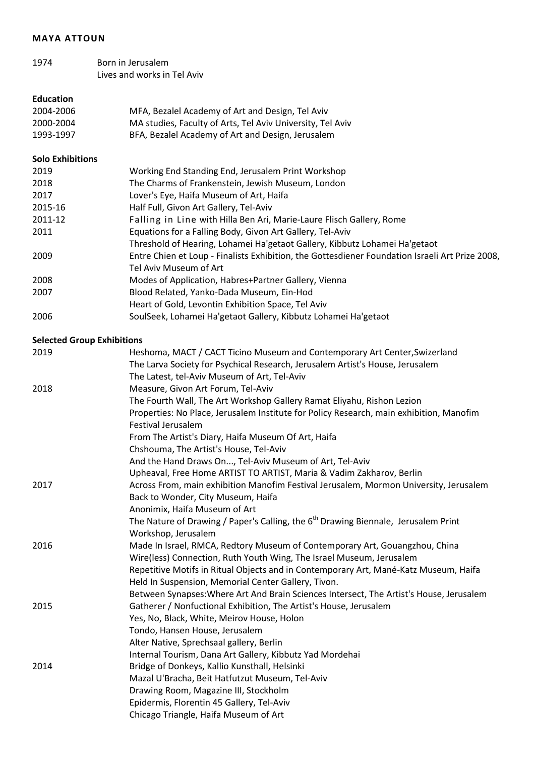# MAYA ATTOUN

1974 Born in Jerusalem
Lives and works in Tel Aviv

## Education

2004-2006 MFA, Bezalel Academy of Art and Design, Tel Aviv
2000-2004 MA studies, Faculty of Arts, Tel Aviv University, Tel Aviv
1993-1997 BFA, Bezalel Academy of Art and Design, Jerusalem

## Solo Exhibitions

2019 Working End Standing End, Jerusalem Print Workshop
2018 The Charms of Frankenstein, Jewish Museum, London
2017 Lover's Eye, Haifa Museum of Art, Haifa
2015-16 Half Full, Givon Art Gallery, Tel-Aviv
2011-12 Falling in Line with Hilla Ben Ari, Marie-Laure Flisch Gallery, Rome
2011 Equations for a Falling Body, Givon Art Gallery, Tel-Aviv
Threshold of Hearing, Lohamei Ha'getaot Gallery, Kibbutz Lohamei Ha'getaot
2009 Entre Chien et Loup - Finalists Exhibition, the Gottesdiener Foundation Israeli Art Prize 2008, Tel Aviv Museum of Art
2008 Modes of Application, Habres+Partner Gallery, Vienna
2007 Blood Related, Yanko-Dada Museum, Ein-Hod
Heart of Gold, Levontin Exhibition Space, Tel Aviv
2006 SoulSeek, Lohamei Ha'getaot Gallery, Kibbutz Lohamei Ha'getaot

## Selected Group Exhibitions

2019 Heshoma, MACT / CACT Ticino Museum and Contemporary Art Center,Swizerland
The Larva Society for Psychical Research, Jerusalem Artist's House, Jerusalem
The Latest, tel-Aviv Museum of Art, Tel-Aviv
2018 Measure, Givon Art Forum, Tel-Aviv
The Fourth Wall, The Art Workshop Gallery Ramat Eliyahu, Rishon Lezion
Properties: No Place, Jerusalem Institute for Policy Research, main exhibition, Manofim Festival Jerusalem
From The Artist's Diary, Haifa Museum Of Art, Haifa
Chshouma, The Artist's House, Tel-Aviv
And the Hand Draws On..., Tel-Aviv Museum of Art, Tel-Aviv
Upheaval, Free Home ARTIST TO ARTIST, Maria & Vadim Zakharov, Berlin
2017 Across From, main exhibition Manofim Festival Jerusalem, Mormon University, Jerusalem
Back to Wonder, City Museum, Haifa
Anonimix, Haifa Museum of Art
The Nature of Drawing / Paper's Calling, the 6th Drawing Biennale, Jerusalem Print Workshop, Jerusalem
2016 Made In Israel, RMCA, Redtory Museum of Contemporary Art, Gouangzhou, China
Wire(less) Connection, Ruth Youth Wing, The Israel Museum, Jerusalem
Repetitive Motifs in Ritual Objects and in Contemporary Art, Mané-Katz Museum, Haifa
Held In Suspension, Memorial Center Gallery, Tivon.
Between Synapses:Where Art And Brain Sciences Intersect, The Artist's House, Jerusalem
2015 Gatherer / Nonfuctional Exhibition, The Artist's House, Jerusalem
Yes, No, Black, White, Meirov House, Holon
Tondo, Hansen House, Jerusalem
Alter Native, Sprechsaal gallery, Berlin
Internal Tourism, Dana Art Gallery, Kibbutz Yad Mordehai
2014 Bridge of Donkeys, Kallio Kunsthall, Helsinki
Mazal U'Bracha, Beit Hatfutzut Museum, Tel-Aviv
Drawing Room, Magazine III, Stockholm
Epidermis, Florentin 45 Gallery, Tel-Aviv
Chicago Triangle, Haifa Museum of Art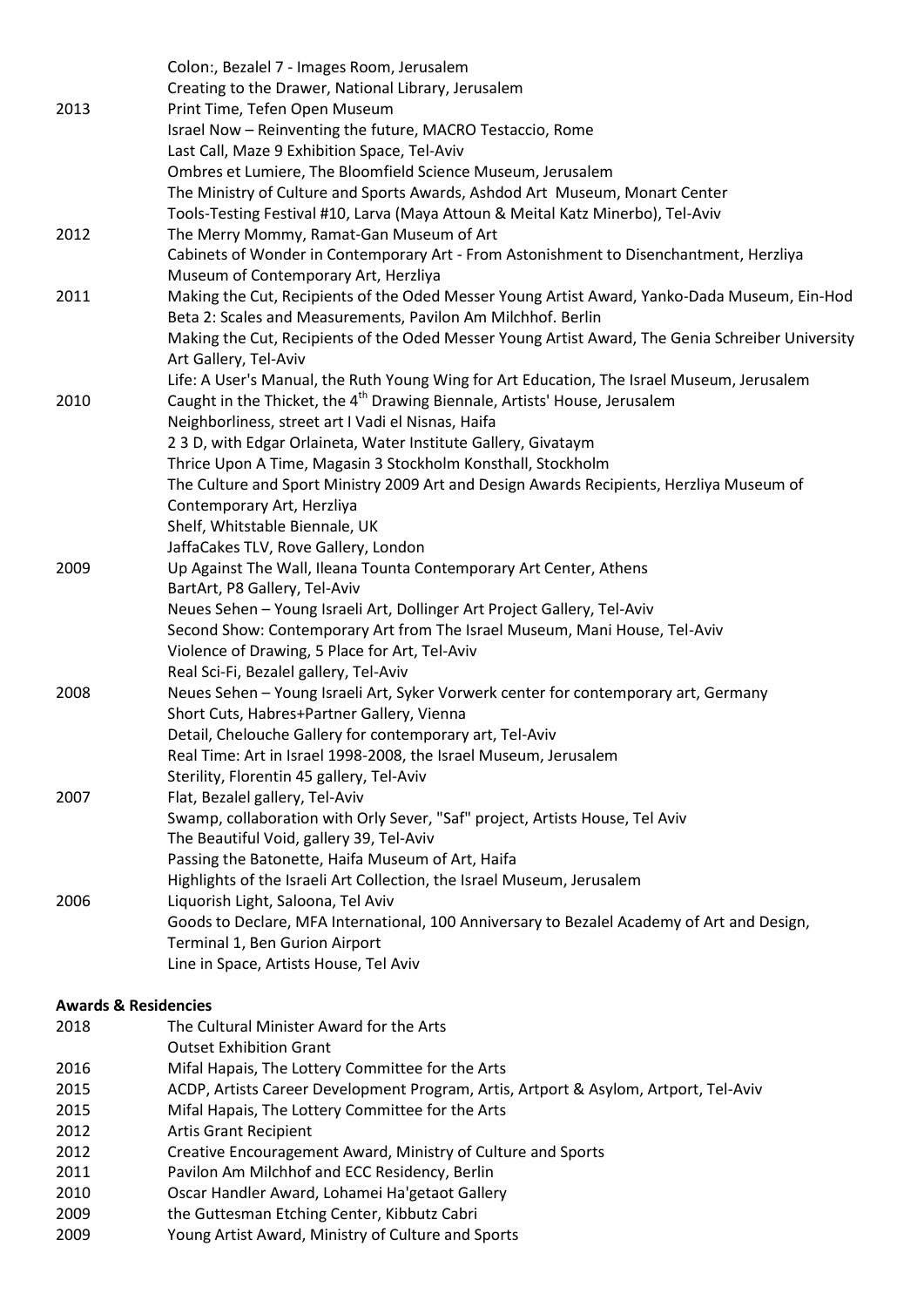| | |
|---|---|
| | Colon:, Bezalel 7 - Images Room, Jerusalem |
| | Creating to the Drawer, National Library, Jerusalem |
| 2013 | Print Time, Tefen Open Museum |
| | Israel Now – Reinventing the future, MACRO Testaccio, Rome |
| | Last Call, Maze 9 Exhibition Space, Tel-Aviv |
| | Ombres et Lumiere, The Bloomfield Science Museum, Jerusalem |
| | The Ministry of Culture and Sports Awards, Ashdod Art Museum, Monart Center |
| | Tools-Testing Festival #10, Larva (Maya Attoun & Meital Katz Minerbo), Tel-Aviv |
| 2012 | The Merry Mommy, Ramat-Gan Museum of Art |
| | Cabinets of Wonder in Contemporary Art - From Astonishment to Disenchantment, Herzliya Museum of Contemporary Art, Herzliya |
| 2011 | Making the Cut, Recipients of the Oded Messer Young Artist Award, Yanko-Dada Museum, Ein-Hod |
| | Beta 2: Scales and Measurements, Pavilon Am Milchhof. Berlin |
| | Making the Cut, Recipients of the Oded Messer Young Artist Award, The Genia Schreiber University Art Gallery, Tel-Aviv |
| | Life: A User's Manual, the Ruth Young Wing for Art Education, The Israel Museum, Jerusalem |
| 2010 | Caught in the Thicket, the 4th Drawing Biennale, Artists' House, Jerusalem |
| | Neighborliness, street art I Vadi el Nisnas, Haifa |
| | 2 3 D, with Edgar Orlaineta, Water Institute Gallery, Givataym |
| | Thrice Upon A Time, Magasin 3 Stockholm Konsthall, Stockholm |
| | The Culture and Sport Ministry 2009 Art and Design Awards Recipients, Herzliya Museum of Contemporary Art, Herzliya |
| | Shelf, Whitstable Biennale, UK |
| | JaffaCakes TLV, Rove Gallery, London |
| 2009 | Up Against The Wall, Ileana Tounta Contemporary Art Center, Athens |
| | BartArt, P8 Gallery, Tel-Aviv |
| | Neues Sehen – Young Israeli Art, Dollinger Art Project Gallery, Tel-Aviv |
| | Second Show: Contemporary Art from The Israel Museum, Mani House, Tel-Aviv |
| | Violence of Drawing, 5 Place for Art, Tel-Aviv |
| | Real Sci-Fi, Bezalel gallery, Tel-Aviv |
| 2008 | Neues Sehen – Young Israeli Art, Syker Vorwerk center for contemporary art, Germany |
| | Short Cuts, Habres+Partner Gallery, Vienna |
| | Detail, Chelouche Gallery for contemporary art, Tel-Aviv |
| | Real Time: Art in Israel 1998-2008, the Israel Museum, Jerusalem |
| | Sterility, Florentin 45 gallery, Tel-Aviv |
| 2007 | Flat, Bezalel gallery, Tel-Aviv |
| | Swamp, collaboration with Orly Sever, "Saf" project, Artists House, Tel Aviv |
| | The Beautiful Void, gallery 39, Tel-Aviv |
| | Passing the Batonette, Haifa Museum of Art, Haifa |
| | Highlights of the Israeli Art Collection, the Israel Museum, Jerusalem |
| 2006 | Liquorish Light, Saloona, Tel Aviv |
| | Goods to Declare, MFA International, 100 Anniversary to Bezalel Academy of Art and Design, Terminal 1, Ben Gurion Airport |
| | Line in Space, Artists House, Tel Aviv |

**Awards & Residencies**

| | |
|---|---|
| 2018 | The Cultural Minister Award for the Arts |
| | Outset Exhibition Grant |
| 2016 | Mifal Hapais, The Lottery Committee for the Arts |
| 2015 | ACDP, Artists Career Development Program, Artis, Artport & Asylom, Artport, Tel-Aviv |
| 2015 | Mifal Hapais, The Lottery Committee for the Arts |
| 2012 | Artis Grant Recipient |
| 2012 | Creative Encouragement Award, Ministry of Culture and Sports |
| 2011 | Pavilon Am Milchhof and ECC Residency, Berlin |
| 2010 | Oscar Handler Award, Lohamei Ha'getaot Gallery |
| 2009 | the Guttesman Etching Center, Kibbutz Cabri |
| 2009 | Young Artist Award, Ministry of Culture and Sports |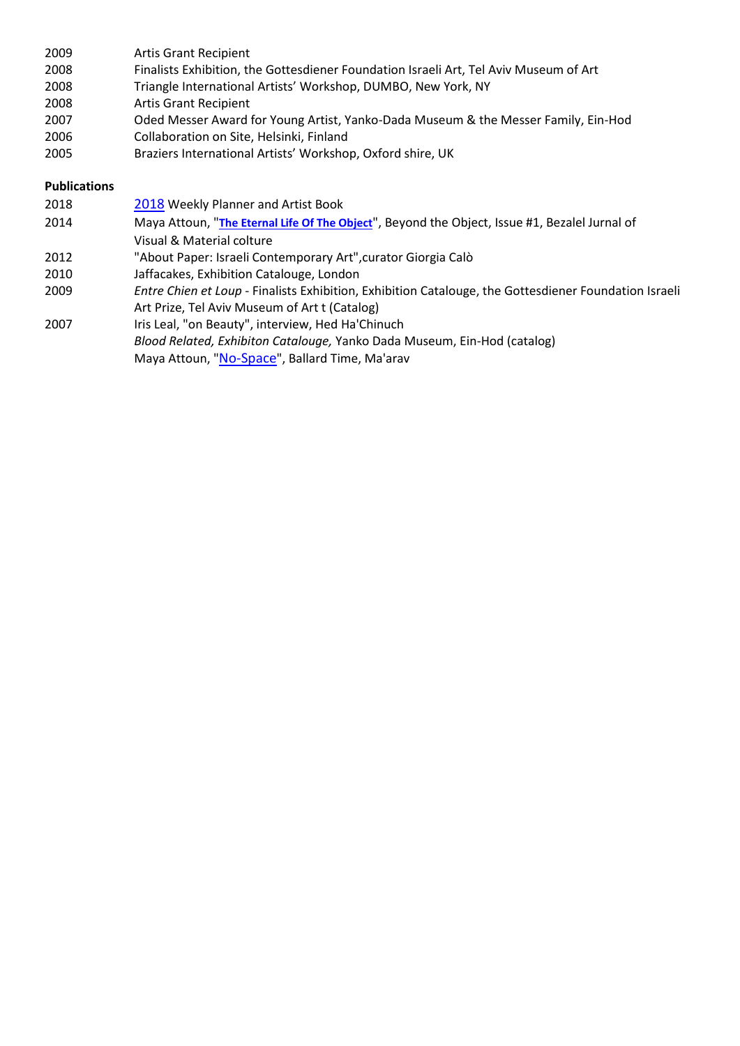| | |
|---|---|
| 2009 | Artis Grant Recipient |
| 2008 | Finalists Exhibition, the Gottesdiener Foundation Israeli Art, Tel Aviv Museum of Art |
| 2008 | Triangle International Artists' Workshop, DUMBO, New York, NY |
| 2008 | Artis Grant Recipient |
| 2007 | Oded Messer Award for Young Artist, Yanko-Dada Museum & the Messer Family, Ein-Hod |
| 2006 | Collaboration on Site, Helsinki, Finland |
| 2005 | Braziers International Artists' Workshop, Oxford shire, UK |

**Publications**

| | |
|---|---|
| 2018 | 2018 Weekly Planner and Artist Book |
| 2014 | Maya Attoun, "**The Eternal Life Of The Object**", Beyond the Object, Issue #1, Bezalel Jurnal of Visual & Material colture |
| 2012 | "About Paper: Israeli Contemporary Art",curator Giorgia Calò |
| 2010 | Jaffacakes, Exhibition Catalouge, London |
| 2009 | *Entre Chien et Loup* - Finalists Exhibition, Exhibition Catalouge, the Gottesdiener Foundation Israeli Art Prize, Tel Aviv Museum of Art t (Catalog) |
| 2007 | Iris Leal, "on Beauty", interview, Hed Ha'Chinuch |
| | *Blood Related, Exhibiton Catalouge,* Yanko Dada Museum, Ein-Hod (catalog) |
| | Maya Attoun, "No-Space", Ballard Time, Ma'arav |